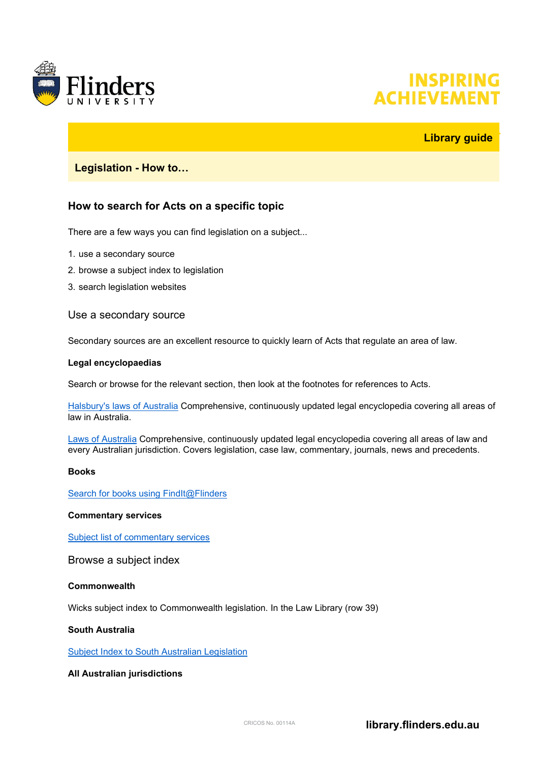Library guide

# Legislation - How to…

## How to search for Acts on a specific topic

There are a few ways you can find legislation on a subject...

1. use a secondary source
2. browse a subject index to legislation
3. search legislation websites

### Use a secondary source

Secondary sources are an excellent resource to quickly learn of Acts that regulate an area of law.

**Legal encyclopaedias**

Search or browse for the relevant section, then look at the footnotes for references to Acts.

Halsbury's laws of Australia Comprehensive, continuously updated legal encyclopedia covering all areas of law in Australia.

Laws of Australia Comprehensive, continuously updated legal encyclopedia covering all areas of law and every Australian jurisdiction. Covers legislation, case law, commentary, journals, news and precedents.

**Books**

Search for books using FindIt@Flinders

**Commentary services**

Subject list of commentary services

### Browse a subject index

**Commonwealth**

Wicks subject index to Commonwealth legislation. In the Law Library (row 39)

**South Australia**

Subject Index to South Australian Legislation

**All Australian jurisdictions**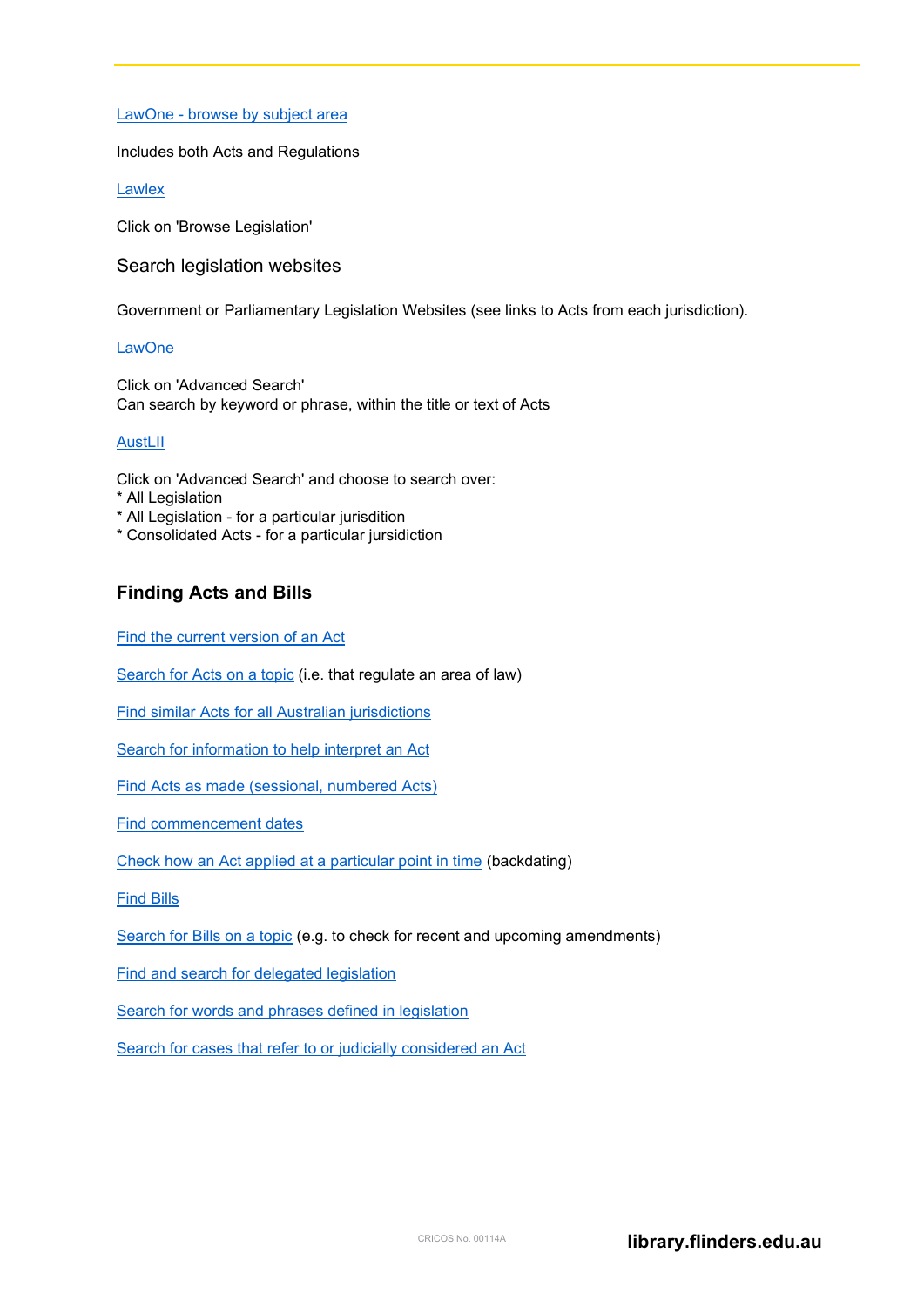[LawOne - browse by subject area]

Includes both Acts and Regulations

[Lawlex]

Click on 'Browse Legislation'

### Search legislation websites

Government or Parliamentary Legislation Websites (see links to Acts from each jurisdiction).

[LawOne]

Click on 'Advanced Search'
Can search by keyword or phrase, within the title or text of Acts

[AustLII]

Click on 'Advanced Search' and choose to search over:
* All Legislation
* All Legislation - for a particular jurisdiction
* Consolidated Acts - for a particular jursidiction

## Finding Acts and Bills

[Find the current version of an Act]

[Search for Acts on a topic] (i.e. that regulate an area of law)

[Find similar Acts for all Australian jurisdictions]

[Search for information to help interpret an Act]

[Find Acts as made (sessional, numbered Acts)]

[Find commencement dates]

[Check how an Act applied at a particular point in time] (backdating)

[Find Bills]

[Search for Bills on a topic] (e.g. to check for recent and upcoming amendments)

[Find and search for delegated legislation]

[Search for words and phrases defined in legislation]

[Search for cases that refer to or judicially considered an Act]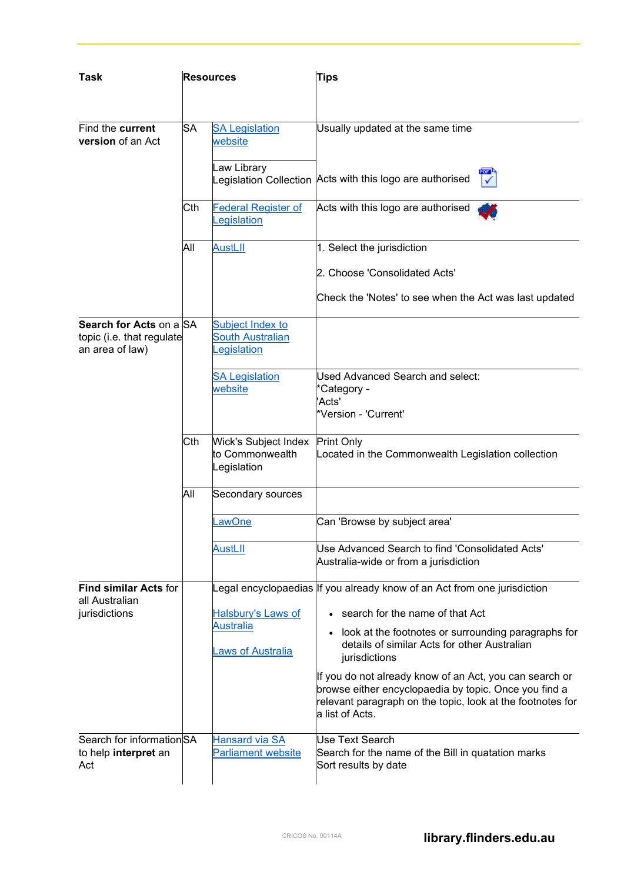| Task | Resources | | Tips |
|---|---|---|---|
| Find the **current version** of an Act | SA | SA Legislation website | Usually updated at the same time |
| | | Law Library Legislation Collection | Acts with this logo are authorised |
| | Cth | Federal Register of Legislation | Acts with this logo are authorised |
| | All | AustLII | 1. Select the jurisdiction<br><br>2. Choose 'Consolidated Acts'<br><br>Check the 'Notes' to see when the Act was last updated |
| **Search for Acts** on a topic (i.e. that regulate an area of law) | SA | Subject Index to South Australian Legislation | |
| | | SA Legislation website | Used Advanced Search and select:<br>*Category - 'Acts'<br>*Version - 'Current' |
| | Cth | Wick's Subject Index to Commonwealth Legislation | Print Only<br>Located in the Commonwealth Legislation collection |
| | All | Secondary sources | |
| | | LawOne | Can 'Browse by subject area' |
| | | AustLII | Use Advanced Search to find 'Consolidated Acts' Australia-wide or from a jurisdiction |
| **Find similar Acts** for all Australian jurisdictions | | Legal encyclopaedias<br><br>Halsbury's Laws of Australia<br><br>Laws of Australia | If you already know of an Act from one jurisdiction<br>• search for the name of that Act<br>• look at the footnotes or surrounding paragraphs for details of similar Acts for other Australian jurisdictions<br><br>If you do not already know of an Act, you can search or browse either encyclopaedia by topic. Once you find a relevant paragraph on the topic, look at the footnotes for a list of Acts. |
| Search for information to help **interpret** an Act | SA | Hansard via SA Parliament website | Use Text Search<br>Search for the name of the Bill in quatation marks<br>Sort results by date |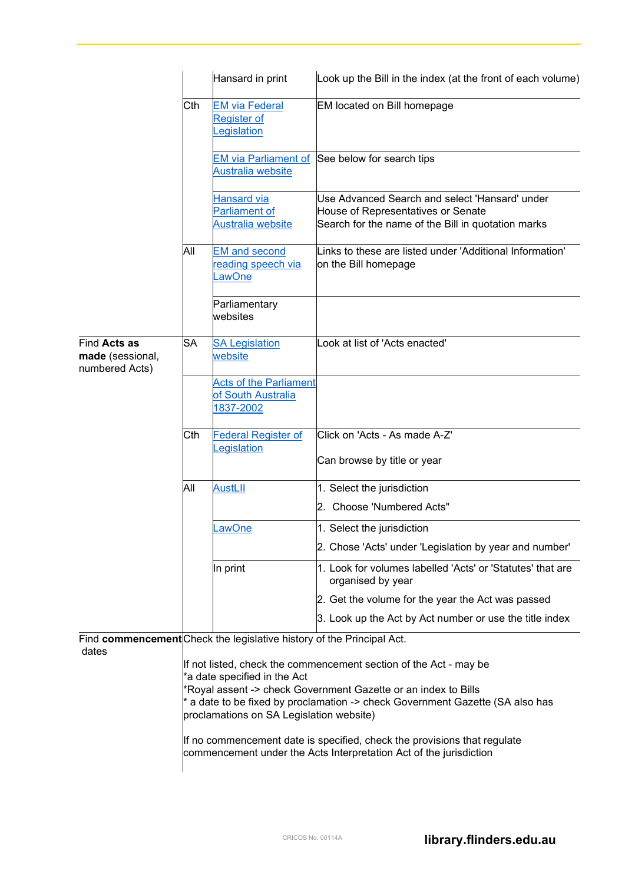| | | | |
|---|---|---|---|
| | | Hansard in print | Look up the Bill in the index (at the front of each volume) |
| | Cth | EM via Federal Register of Legislation | EM located on Bill homepage |
| | | EM via Parliament of Australia website | See below for search tips |
| | | Hansard via Parliament of Australia website | Use Advanced Search and select 'Hansard' under House of Representatives or Senate<br>Search for the name of the Bill in quotation marks |
| | All | EM and second reading speech via LawOne | Links to these are listed under 'Additional Information' on the Bill homepage |
| | | Parliamentary websites | |
| Find **Acts as made** (sessional, numbered Acts) | SA | SA Legislation website | Look at list of 'Acts enacted' |
| | | Acts of the Parliament of South Australia 1837-2002 | |
| | Cth | Federal Register of Legislation | Click on 'Acts - As made A-Z'<br><br>Can browse by title or year |
| | All | AustLII | 1. Select the jurisdiction<br>2. Choose 'Numbered Acts" |
| | | LawOne | 1. Select the jurisdiction<br>2. Chose 'Acts' under 'Legislation by year and number' |
| | | In print | 1. Look for volumes labelled 'Acts' or 'Statutes' that are organised by year<br>2. Get the volume for the year the Act was passed<br>3. Look up the Act by Act number or use the title index |
| Find **commencement** dates | Check the legislative history of the Principal Act.<br><br>If not listed, check the commencement section of the Act - may be<br>*a date specified in the Act<br>*Royal assent -> check Government Gazette or an index to Bills<br>* a date to be fixed by proclamation -> check Government Gazette (SA also has proclamations on SA Legislation website)<br><br>If no commencement date is specified, check the provisions that regulate commencement under the Acts Interpretation Act of the jurisdiction | | |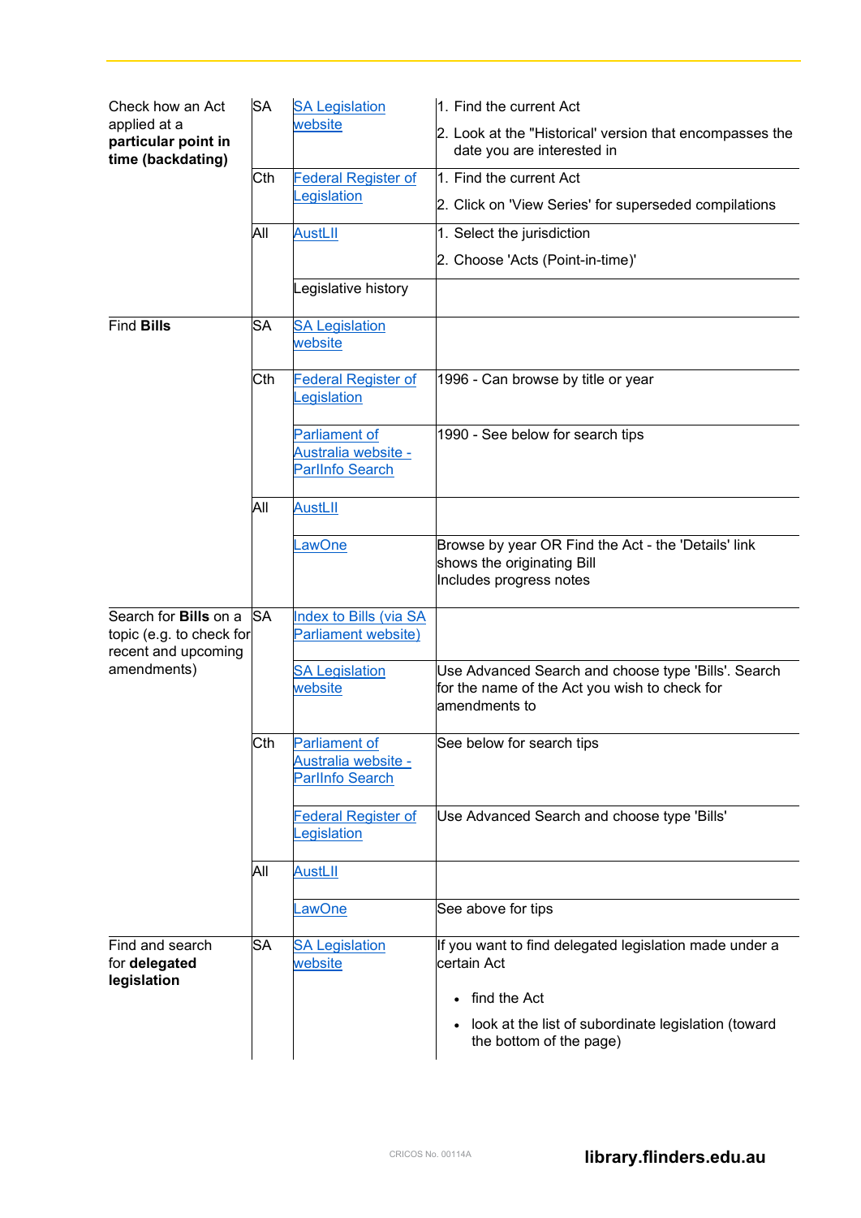| | | | |
|---|---|---|---|
| Check how an Act applied at a **particular point in time (backdating)** | SA | SA Legislation website | 1. Find the current Act<br>2. Look at the "Historical' version that encompasses the date you are interested in |
| | Cth | Federal Register of Legislation | 1. Find the current Act<br>2. Click on 'View Series' for superseded compilations |
| | All | AustLII | 1. Select the jurisdiction<br>2. Choose 'Acts (Point-in-time)' |
| | | Legislative history | |
| Find **Bills** | SA | SA Legislation website | |
| | Cth | Federal Register of Legislation | 1996 - Can browse by title or year |
| | | Parliament of Australia website - ParlInfo Search | 1990 - See below for search tips |
| | All | AustLII | |
| | | LawOne | Browse by year OR Find the Act - the 'Details' link shows the originating Bill<br>Includes progress notes |
| Search for **Bills** on a topic (e.g. to check for recent and upcoming amendments) | SA | Index to Bills (via SA Parliament website) | |
| | | SA Legislation website | Use Advanced Search and choose type 'Bills'. Search for the name of the Act you wish to check for amendments to |
| | Cth | Parliament of Australia website - ParlInfo Search | See below for search tips |
| | | Federal Register of Legislation | Use Advanced Search and choose type 'Bills' |
| | All | AustLII | |
| | | LawOne | See above for tips |
| Find and search for **delegated legislation** | SA | SA Legislation website | If you want to find delegated legislation made under a certain Act<br>• find the Act<br>• look at the list of subordinate legislation (toward the bottom of the page) |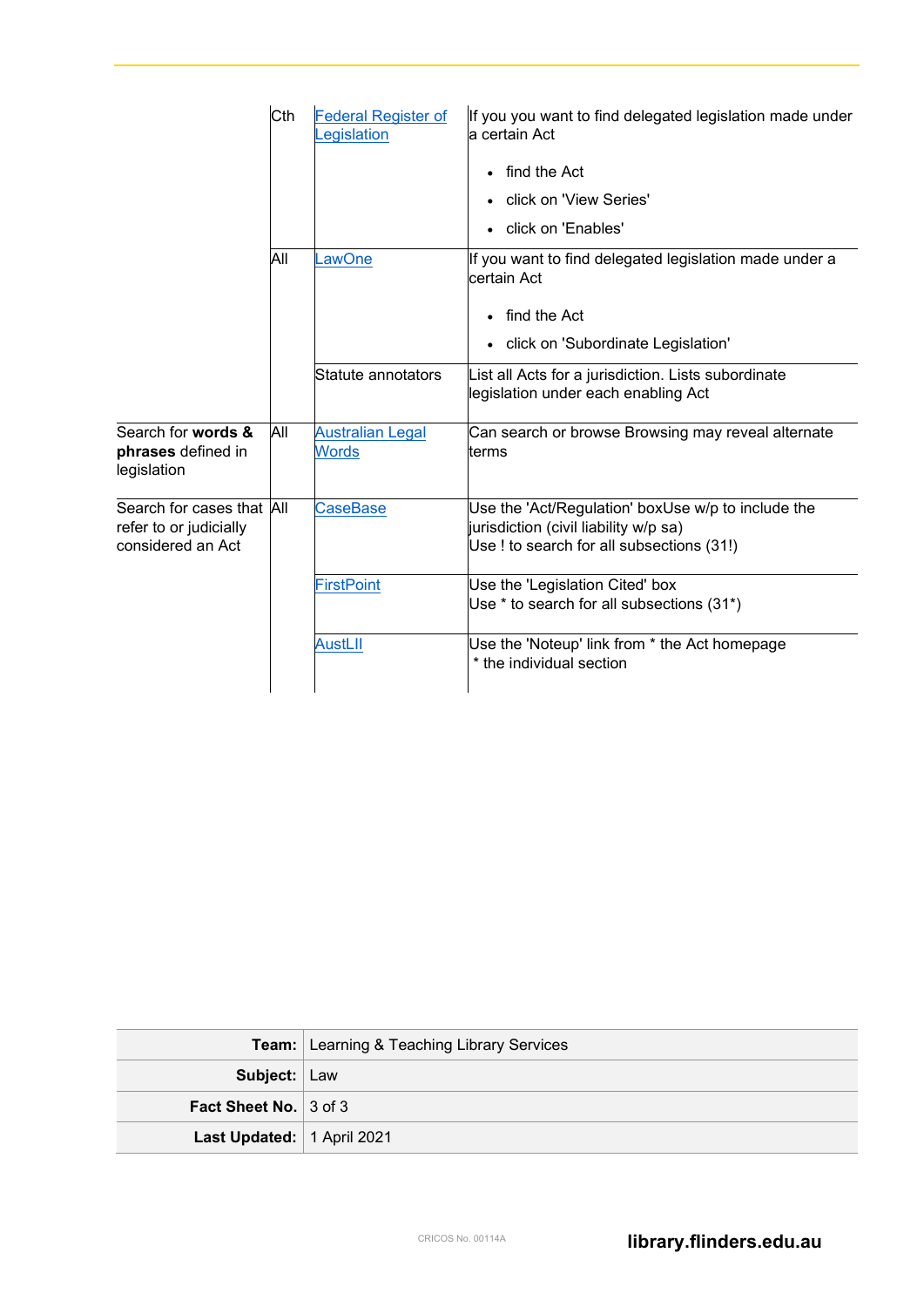| | | | |
|---|---|---|---|
| | Cth | Federal Register of Legislation | If you you want to find delegated legislation made under a certain Act<br>• find the Act<br>• click on 'View Series'<br>• click on 'Enables' |
| | All | LawOne | If you want to find delegated legislation made under a certain Act<br>• find the Act<br>• click on 'Subordinate Legislation' |
| | | Statute annotators | List all Acts for a jurisdiction. Lists subordinate legislation under each enabling Act |
| Search for **words & phrases** defined in legislation | All | Australian Legal Words | Can search or browse Browsing may reveal alternate terms |
| Search for cases that refer to or judicially considered an Act | All | CaseBase | Use the 'Act/Regulation' boxUse w/p to include the jurisdiction (civil liability w/p sa)<br>Use ! to search for all subsections (31!) |
| | | FirstPoint | Use the 'Legislation Cited' box<br>Use * to search for all subsections (31*) |
| | | AustLII | Use the 'Noteup' link from * the Act homepage<br>* the individual section |

| | |
|---|---|
| **Team:** | Learning & Teaching Library Services |
| **Subject:** | Law |
| **Fact Sheet No.** | 3 of 3 |
| **Last Updated:** | 1 April 2021 |

CRICOS No. 00114A

**library.flinders.edu.au**